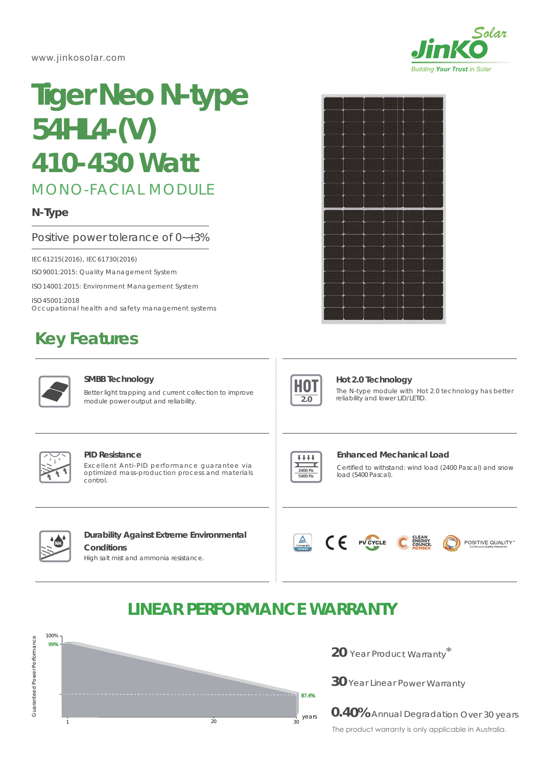www.jinkosolar.com

# Tiger Neo N-type 54HL4-(V) 410-430 Watt

## MONO-FACIAL MODULE

**N-Type**

Positive power tolerance of 0~+3%

IEC 61215(2016), IEC 61730(2016)

ISO 9001:2015: Quality Management System

ISO 14001:2015: Environment Management System

ISO 45001:2018
Occupational health and safety management systems

## Key Features

**SMBB Technology**
Better light trapping and current collection to improve module power output and reliability.

**Hot 2.0 Technology**
The N-type module with Hot 2.0 technology has better reliability and lower LID/LETID.

**PID Resistance**
Excellent Anti-PID performance guarantee via optimized mass-production process and materials control.

**Enhanced Mechanical Load**
Certified to withstand: wind load (2400 Pascal) and snow load (5400 Pascal).

**Durability Against Extreme Environmental Conditions**
High salt mist and ammonia resistance.

## LINEAR PERFORMANCE WARRANTY

Guaranteed Power Performance: 100%, 99% (year 1), 87.4% (year 30); years: 1, 20, 30

**20** Year Product Warranty*

**30** Year Linear Power Warranty

**0.40%** Annual Degradation Over 30 years

The product warranty is only applicable in Australia.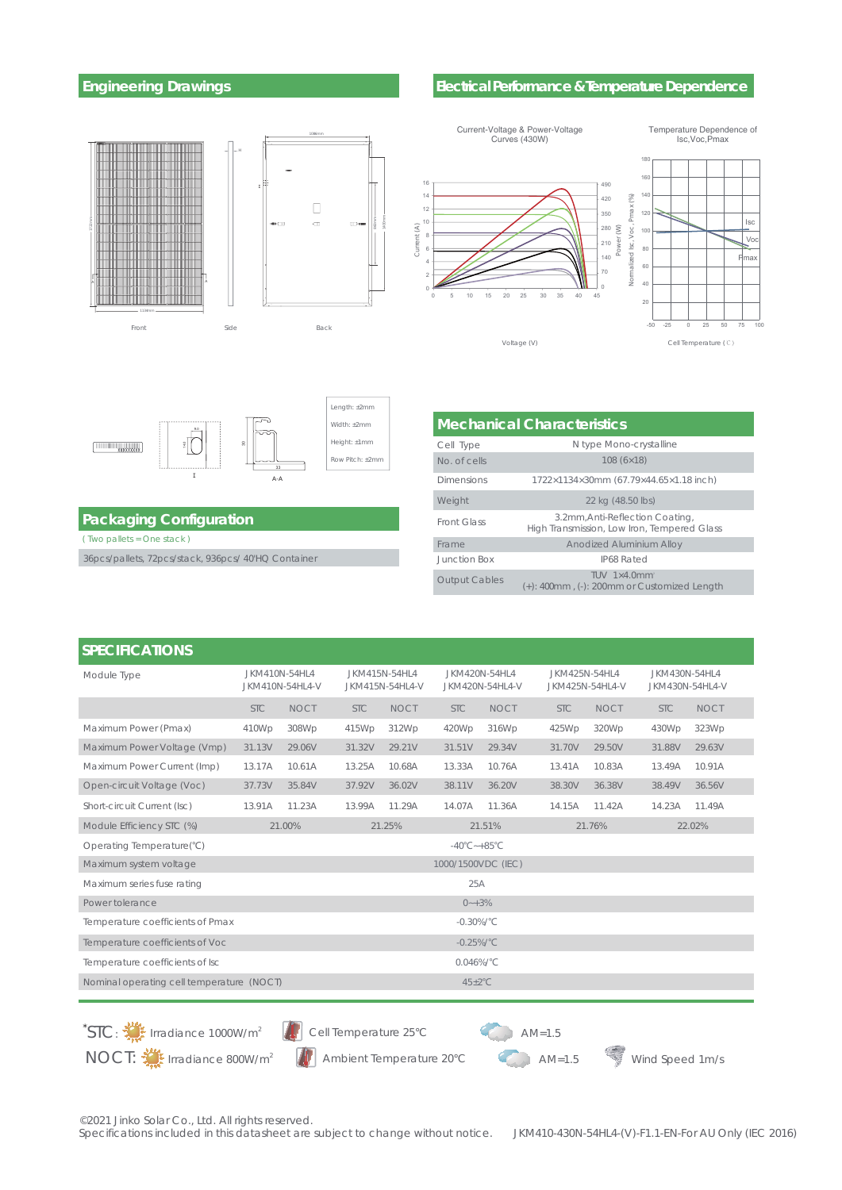## Engineering Drawings

Front

Side

Back

A-A

Length: ±2mm

Width: ±2mm

Height: ±1mm

Row Pitch: ±2mm

## Electrical Performance & Temperature Dependence

Current-Voltage & Power-Voltage Curves (430W)

Current (A)

Power (W)

Voltage (V)

Temperature Dependence of Isc,Voc,Pmax

Normalized Isc, Voc, Pmax (%)

Isc

Voc

Pmax

Cell Temperature (℃)

## Packaging Configuration

( Two pallets = One stack )

36pcs/pallets, 72pcs/stack, 936pcs/ 40'HQ Container

## Mechanical Characteristics

| | |
|---|---|
| Cell Type | N type Mono-crystalline |
| No. of cells | 108 (6×18) |
| Dimensions | 1722×1134×30mm (67.79×44.65×1.18 inch) |
| Weight | 22 kg (48.50 lbs) |
| Front Glass | 3.2mm,Anti-Reflection Coating, High Transmission, Low Iron, Tempered Glass |
| Frame | Anodized Aluminium Alloy |
| Junction Box | IP68 Rated |
| Output Cables | TUV 1×4.0mm² (+): 400mm , (-): 200mm or Customized Length |

## SPECIFICATIONS

| Module Type | JKM410N-54HL4 JKM410N-54HL4-V | | JKM415N-54HL4 JKM415N-54HL4-V | | JKM420N-54HL4 JKM420N-54HL4-V | | JKM425N-54HL4 JKM425N-54HL4-V | | JKM430N-54HL4 JKM430N-54HL4-V | |
|---|---|---|---|---|---|---|---|---|---|---|
| | STC | NOCT | STC | NOCT | STC | NOCT | STC | NOCT | STC | NOCT |
| Maximum Power (Pmax) | 410Wp | 308Wp | 415Wp | 312Wp | 420Wp | 316Wp | 425Wp | 320Wp | 430Wp | 323Wp |
| Maximum Power Voltage (Vmp) | 31.13V | 29.06V | 31.32V | 29.21V | 31.51V | 29.34V | 31.70V | 29.50V | 31.88V | 29.63V |
| Maximum Power Current (Imp) | 13.17A | 10.61A | 13.25A | 10.68A | 13.33A | 10.76A | 13.41A | 10.83A | 13.49A | 10.91A |
| Open-circuit Voltage (Voc) | 37.73V | 35.84V | 37.92V | 36.02V | 38.11V | 36.20V | 38.30V | 36.38V | 38.49V | 36.56V |
| Short-circuit Current (Isc) | 13.91A | 11.23A | 13.99A | 11.29A | 14.07A | 11.36A | 14.15A | 11.42A | 14.23A | 11.49A |
| Module Efficiency STC (%) | 21.00% | | 21.25% | | 21.51% | | 21.76% | | 22.02% | |
| Operating Temperature(℃) | -40℃~+85℃ | | | | | | | | | |
| Maximum system voltage | 1000/1500VDC (IEC) | | | | | | | | | |
| Maximum series fuse rating | 25A | | | | | | | | | |
| Power tolerance | 0~+3% | | | | | | | | | |
| Temperature coefficients of Pmax | -0.30%/℃ | | | | | | | | | |
| Temperature coefficients of Voc | -0.25%/℃ | | | | | | | | | |
| Temperature coefficients of Isc | 0.046%/℃ | | | | | | | | | |
| Nominal operating cell temperature (NOCT) | 45±2℃ | | | | | | | | | |

*STC: Irradiance 1000W/m² | Cell Temperature 25℃ | AM=1.5

NOCT: Irradiance 800W/m² | Ambient Temperature 20℃ | AM=1.5 | Wind Speed 1m/s

©2021 Jinko Solar Co., Ltd. All rights reserved.
Specifications included in this datasheet are subject to change without notice. JKM410-430N-54HL4-(V)-F1.1-EN-For AU Only (IEC 2016)